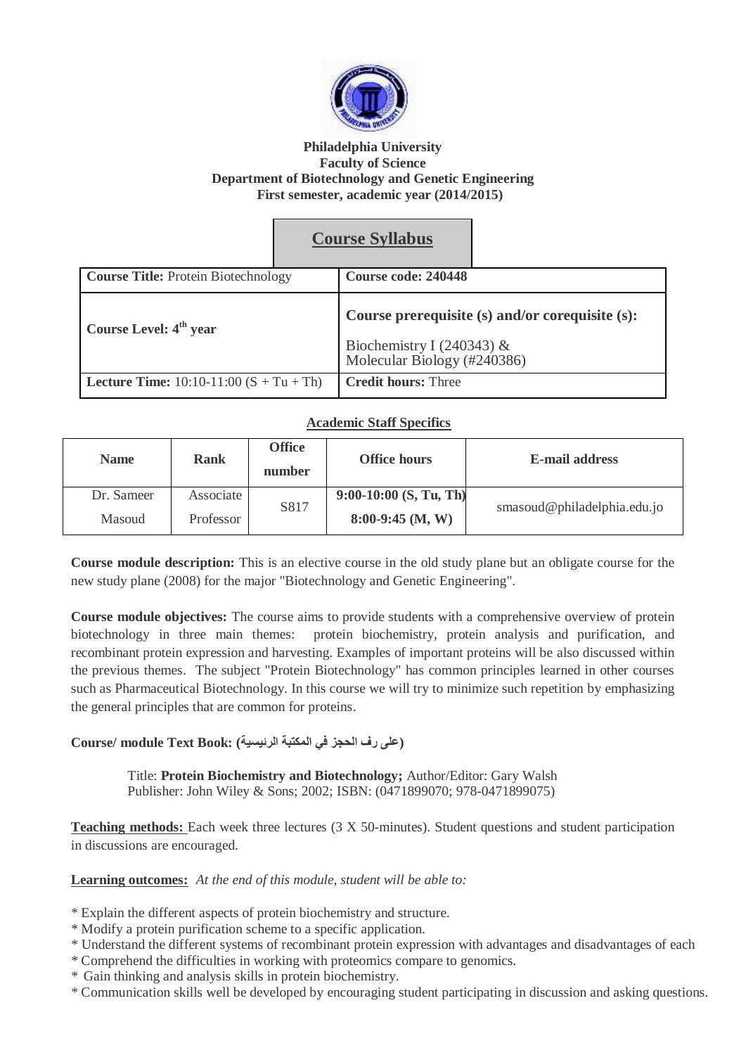**Philadelphia University**
**Faculty of Science**
**Department of Biotechnology and Genetic Engineering**
**First semester, academic year (2014/2015)**

# Course Syllabus

| **Course Title:** Protein Biotechnology | **Course code: 240448** |
|---|---|
| **Course Level: 4th year** | **Course prerequisite (s) and/or corequisite (s):** Biochemistry I (240343) & Molecular Biology (#240386) |
| **Lecture Time:** 10:10-11:00 (S + Tu + Th) | **Credit hours:** Three |

## Academic Staff Specifics

| Name | Rank | Office number | Office hours | E-mail address |
|---|---|---|---|---|
| Dr. Sameer Masoud | Associate Professor | S817 | **9:00-10:00 (S, Tu, Th)** **8:00-9:45 (M, W)** | smasoud@philadelphia.edu.jo |

**Course module description:** This is an elective course in the old study plane but an obligate course for the new study plane (2008) for the major "Biotechnology and Genetic Engineering".

**Course module objectives:** The course aims to provide students with a comprehensive overview of protein biotechnology in three main themes: protein biochemistry, protein analysis and purification, and recombinant protein expression and harvesting. Examples of important proteins will be also discussed within the previous themes. The subject "Protein Biotechnology" has common principles learned in other courses such as Pharmaceutical Biotechnology. In this course we will try to minimize such repetition by emphasizing the general principles that are common for proteins.

**Course/ module Text Book: (على رف الحجز في المكتبة الرئيسية)**

Title: **Protein Biochemistry and Biotechnology;** Author/Editor: Gary Walsh
Publisher: John Wiley & Sons; 2002; ISBN: (0471899070; 978-0471899075)

**Teaching methods:** Each week three lectures (3 X 50-minutes). Student questions and student participation in discussions are encouraged.

**Learning outcomes:** *At the end of this module, student will be able to:*

* Explain the different aspects of protein biochemistry and structure.
* Modify a protein purification scheme to a specific application.
* Understand the different systems of recombinant protein expression with advantages and disadvantages of each
* Comprehend the difficulties in working with proteomics compare to genomics.
* Gain thinking and analysis skills in protein biochemistry.
* Communication skills well be developed by encouraging student participating in discussion and asking questions.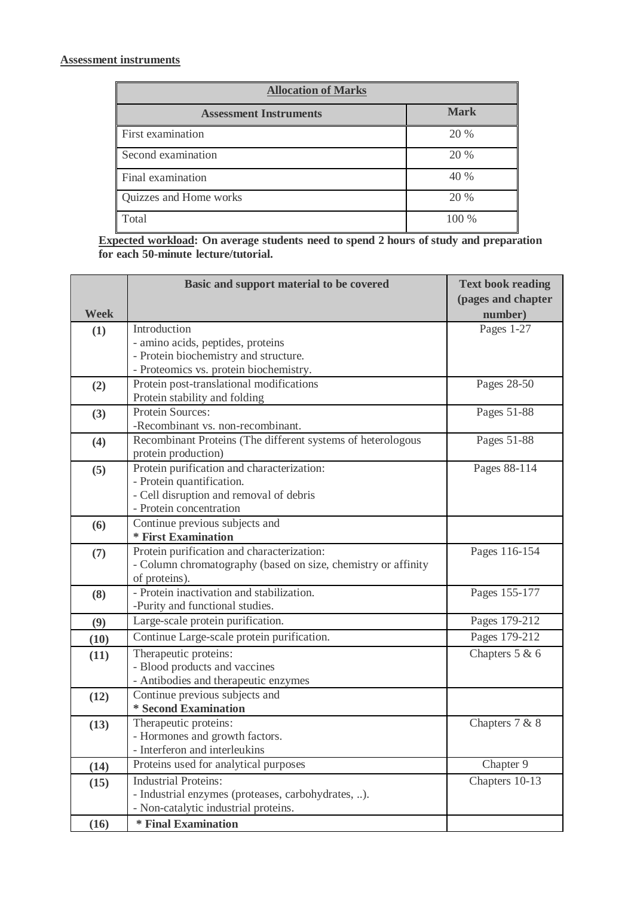**Assessment instruments**

| **Allocation of Marks** | |
|---|---|
| **Assessment Instruments** | **Mark** |
| First examination | 20 % |
| Second examination | 20 % |
| Final examination | 40 % |
| Quizzes and Home works | 20 % |
| Total | 100 % |

**Expected workload: On average students need to spend 2 hours of study and preparation for each 50-minute lecture/tutorial.**

| Week | Basic and support material to be covered | Text book reading (pages and chapter number) |
|---|---|---|
| **(1)** | Introduction<br>- amino acids, peptides, proteins<br>- Protein biochemistry and structure.<br>- Proteomics vs. protein biochemistry. | Pages 1-27 |
| **(2)** | Protein post-translational modifications<br>Protein stability and folding | Pages 28-50 |
| **(3)** | Protein Sources:<br>-Recombinant vs. non-recombinant. | Pages 51-88 |
| **(4)** | Recombinant Proteins (The different systems of heterologous protein production) | Pages 51-88 |
| **(5)** | Protein purification and characterization:<br>- Protein quantification.<br>- Cell disruption and removal of debris<br>- Protein concentration | Pages 88-114 |
| **(6)** | Continue previous subjects and<br>**\* First Examination** | |
| **(7)** | Protein purification and characterization:<br>- Column chromatography (based on size, chemistry or affinity of proteins). | Pages 116-154 |
| **(8)** | - Protein inactivation and stabilization.<br>-Purity and functional studies. | Pages 155-177 |
| **(9)** | Large-scale protein purification. | Pages 179-212 |
| **(10)** | Continue Large-scale protein purification. | Pages 179-212 |
| **(11)** | Therapeutic proteins:<br>- Blood products and vaccines<br>- Antibodies and therapeutic enzymes | Chapters 5 & 6 |
| **(12)** | Continue previous subjects and<br>**\* Second Examination** | |
| **(13)** | Therapeutic proteins:<br>- Hormones and growth factors.<br>- Interferon and interleukins | Chapters 7 & 8 |
| **(14)** | Proteins used for analytical purposes | Chapter 9 |
| **(15)** | Industrial Proteins:<br>- Industrial enzymes (proteases, carbohydrates, ..).<br>- Non-catalytic industrial proteins. | Chapters 10-13 |
| **(16)** | **\* Final Examination** | |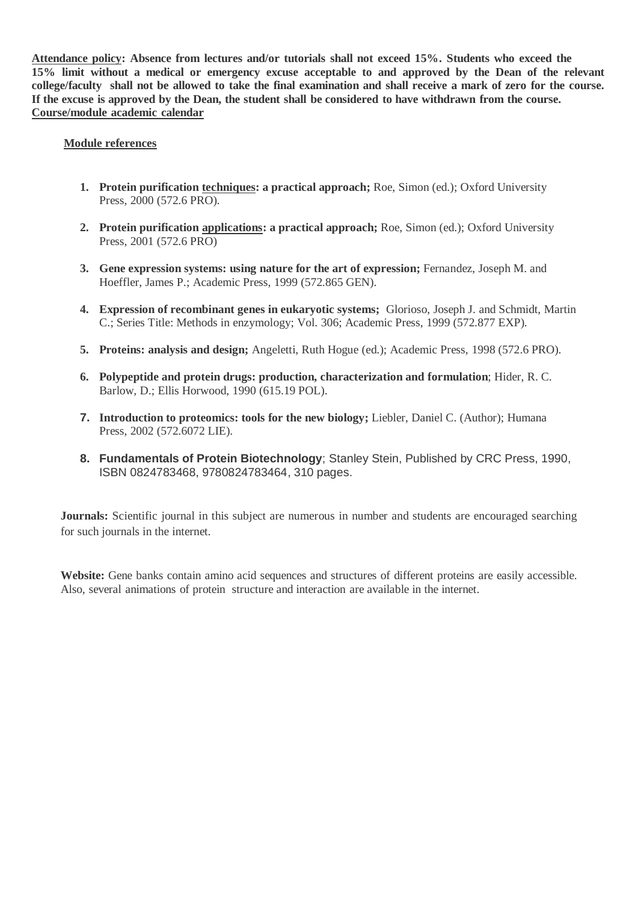**Attendance policy: Absence from lectures and/or tutorials shall not exceed 15%. Students who exceed the 15% limit without a medical or emergency excuse acceptable to and approved by the Dean of the relevant college/faculty shall not be allowed to take the final examination and shall receive a mark of zero for the course. If the excuse is approved by the Dean, the student shall be considered to have withdrawn from the course.**

**Course/module academic calendar**

**Module references**

1. **Protein purification techniques: a practical approach;** Roe, Simon (ed.); Oxford University Press, 2000 (572.6 PRO).
2. **Protein purification applications: a practical approach;** Roe, Simon (ed.); Oxford University Press, 2001 (572.6 PRO)
3. **Gene expression systems: using nature for the art of expression;** Fernandez, Joseph M. and Hoeffler, James P.; Academic Press, 1999 (572.865 GEN).
4. **Expression of recombinant genes in eukaryotic systems;** Glorioso, Joseph J. and Schmidt, Martin C.; Series Title: Methods in enzymology; Vol. 306; Academic Press, 1999 (572.877 EXP).
5. **Proteins: analysis and design;** Angeletti, Ruth Hogue (ed.); Academic Press, 1998 (572.6 PRO).
6. **Polypeptide and protein drugs: production, characterization and formulation**; Hider, R. C. Barlow, D.; Ellis Horwood, 1990 (615.19 POL).
7. **Introduction to proteomics: tools for the new biology;** Liebler, Daniel C. (Author); Humana Press, 2002 (572.6072 LIE).
8. **Fundamentals of Protein Biotechnology**; Stanley Stein, Published by CRC Press, 1990, ISBN 0824783468, 9780824783464, 310 pages.

**Journals:** Scientific journal in this subject are numerous in number and students are encouraged searching for such journals in the internet.

**Website:** Gene banks contain amino acid sequences and structures of different proteins are easily accessible. Also, several animations of protein structure and interaction are available in the internet.